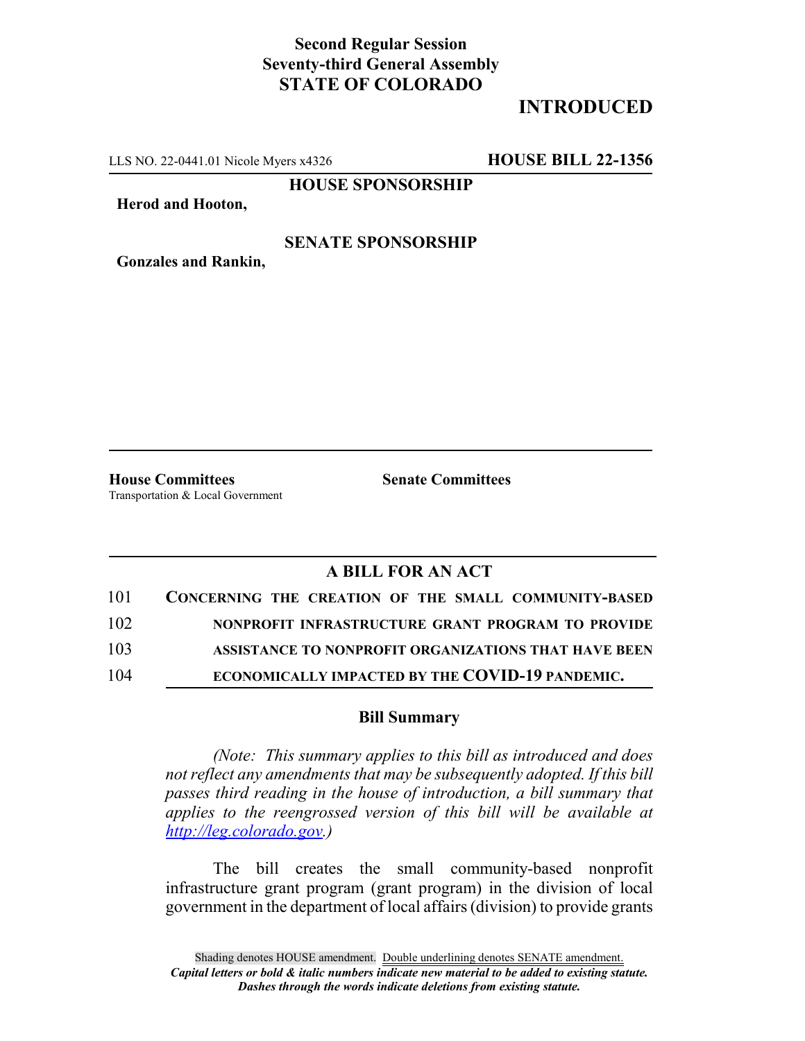**Second Regular Session**
**Seventy-third General Assembly**
**STATE OF COLORADO**

# INTRODUCED

LLS NO. 22-0441.01 Nicole Myers x4326 **HOUSE BILL 22-1356**

**HOUSE SPONSORSHIP**

**Herod and Hooton,**

**SENATE SPONSORSHIP**

**Gonzales and Rankin,**

**House Committees**
Transportation & Local Government

**Senate Committees**

## A BILL FOR AN ACT

101 **CONCERNING THE CREATION OF THE SMALL COMMUNITY-BASED**
102 **NONPROFIT INFRASTRUCTURE GRANT PROGRAM TO PROVIDE**
103 **ASSISTANCE TO NONPROFIT ORGANIZATIONS THAT HAVE BEEN**
104 **ECONOMICALLY IMPACTED BY THE COVID-19 PANDEMIC.**

### Bill Summary

*(Note: This summary applies to this bill as introduced and does not reflect any amendments that may be subsequently adopted. If this bill passes third reading in the house of introduction, a bill summary that applies to the reengrossed version of this bill will be available at http://leg.colorado.gov.)*

The bill creates the small community-based nonprofit infrastructure grant program (grant program) in the division of local government in the department of local affairs (division) to provide grants

Shading denotes HOUSE amendment. Double underlining denotes SENATE amendment.
*Capital letters or bold & italic numbers indicate new material to be added to existing statute.*
*Dashes through the words indicate deletions from existing statute.*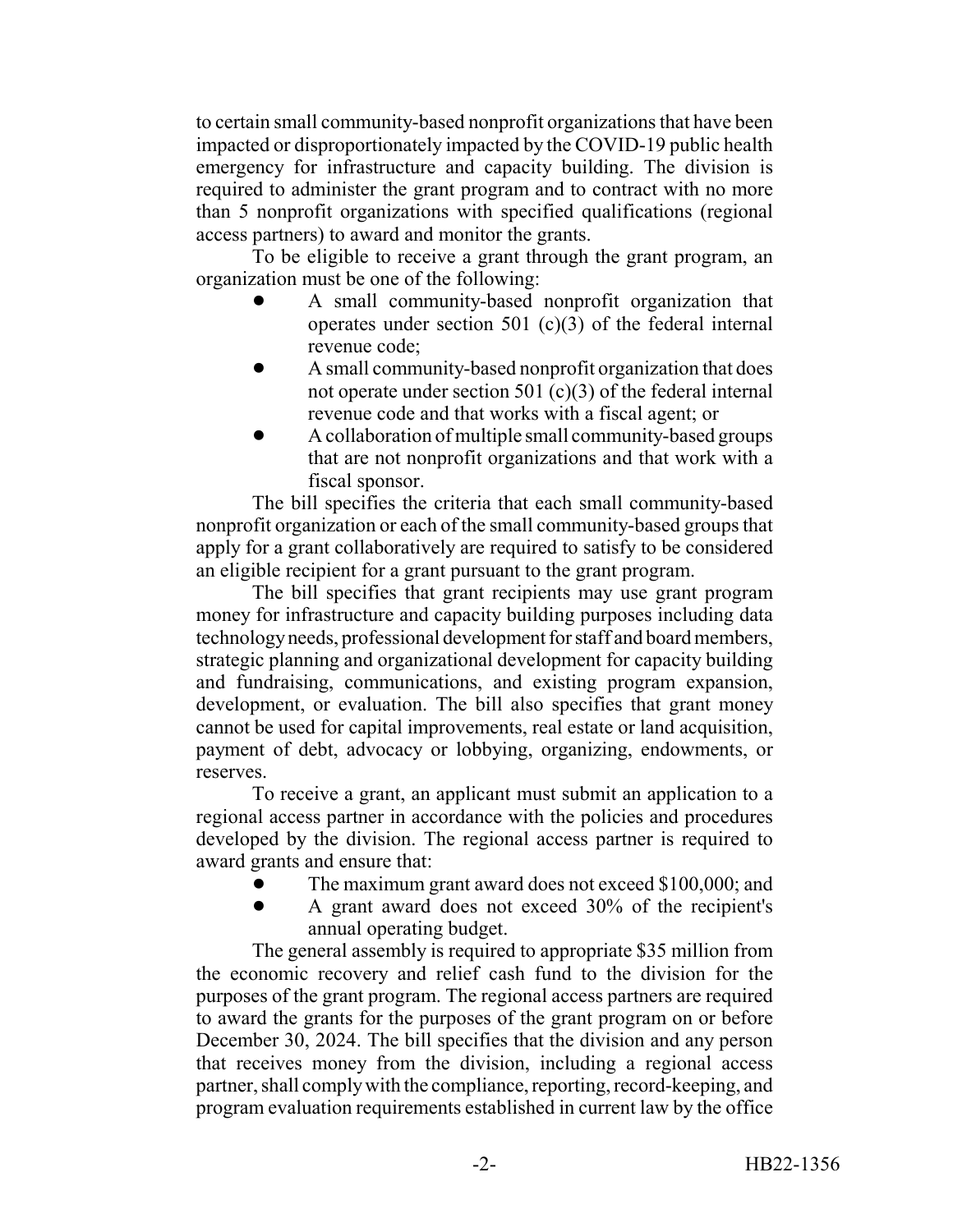to certain small community-based nonprofit organizations that have been impacted or disproportionately impacted by the COVID-19 public health emergency for infrastructure and capacity building. The division is required to administer the grant program and to contract with no more than 5 nonprofit organizations with specified qualifications (regional access partners) to award and monitor the grants.

To be eligible to receive a grant through the grant program, an organization must be one of the following:

- A small community-based nonprofit organization that operates under section 501 (c)(3) of the federal internal revenue code;
- A small community-based nonprofit organization that does not operate under section 501 (c)(3) of the federal internal revenue code and that works with a fiscal agent; or
- A collaboration of multiple small community-based groups that are not nonprofit organizations and that work with a fiscal sponsor.

The bill specifies the criteria that each small community-based nonprofit organization or each of the small community-based groups that apply for a grant collaboratively are required to satisfy to be considered an eligible recipient for a grant pursuant to the grant program.

The bill specifies that grant recipients may use grant program money for infrastructure and capacity building purposes including data technology needs, professional development for staff and board members, strategic planning and organizational development for capacity building and fundraising, communications, and existing program expansion, development, or evaluation. The bill also specifies that grant money cannot be used for capital improvements, real estate or land acquisition, payment of debt, advocacy or lobbying, organizing, endowments, or reserves.

To receive a grant, an applicant must submit an application to a regional access partner in accordance with the policies and procedures developed by the division. The regional access partner is required to award grants and ensure that:

- The maximum grant award does not exceed $100,000; and
- A grant award does not exceed 30% of the recipient's annual operating budget.

The general assembly is required to appropriate $35 million from the economic recovery and relief cash fund to the division for the purposes of the grant program. The regional access partners are required to award the grants for the purposes of the grant program on or before December 30, 2024. The bill specifies that the division and any person that receives money from the division, including a regional access partner, shall comply with the compliance, reporting, record-keeping, and program evaluation requirements established in current law by the office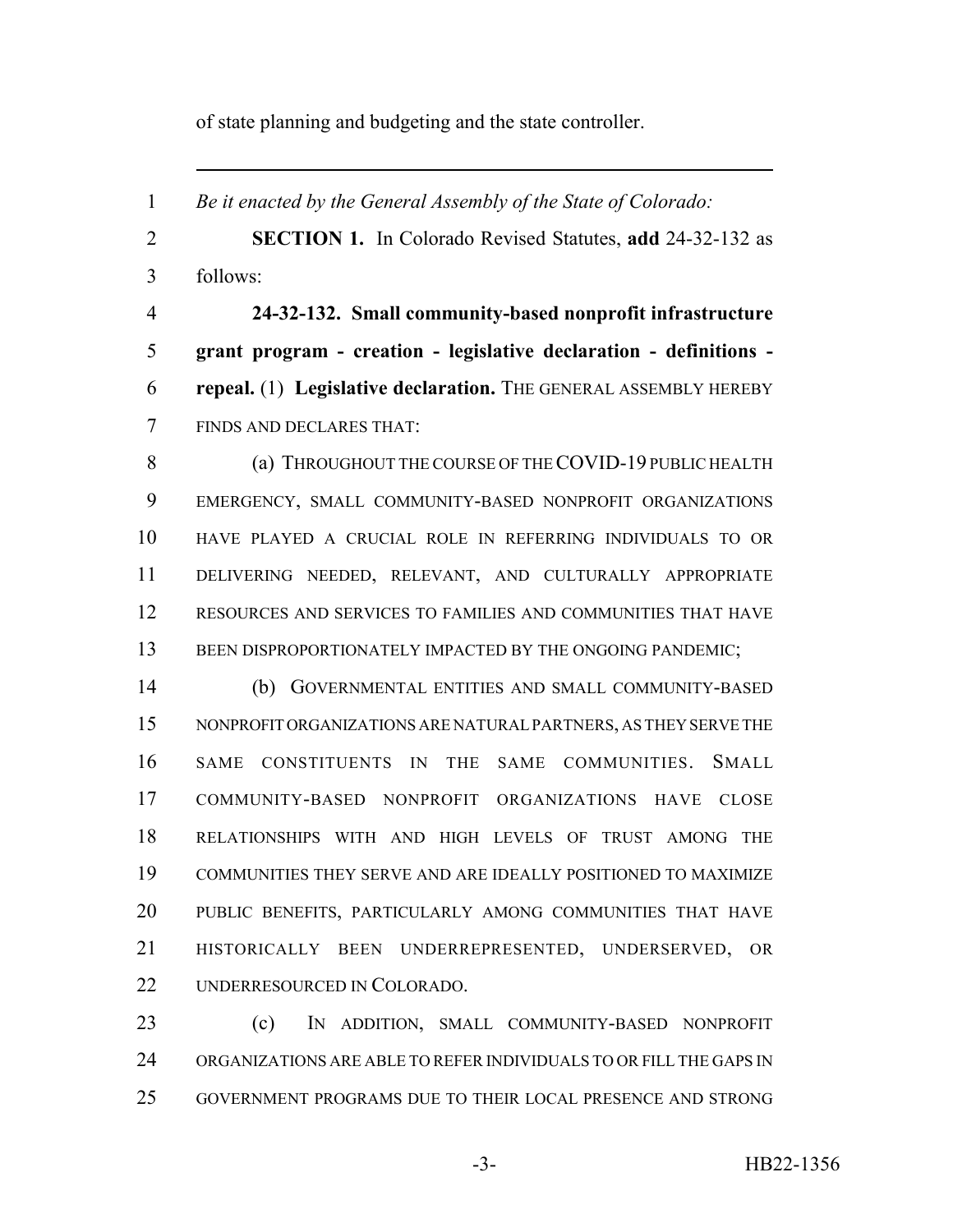of state planning and budgeting and the state controller.

---

*Be it enacted by the General Assembly of the State of Colorado:*

**SECTION 1.** In Colorado Revised Statutes, **add** 24-32-132 as follows:

**24-32-132. Small community-based nonprofit infrastructure grant program - creation - legislative declaration - definitions - repeal.** (1) **Legislative declaration.** THE GENERAL ASSEMBLY HEREBY FINDS AND DECLARES THAT:

(a) THROUGHOUT THE COURSE OF THE COVID-19 PUBLIC HEALTH EMERGENCY, SMALL COMMUNITY-BASED NONPROFIT ORGANIZATIONS HAVE PLAYED A CRUCIAL ROLE IN REFERRING INDIVIDUALS TO OR DELIVERING NEEDED, RELEVANT, AND CULTURALLY APPROPRIATE RESOURCES AND SERVICES TO FAMILIES AND COMMUNITIES THAT HAVE BEEN DISPROPORTIONATELY IMPACTED BY THE ONGOING PANDEMIC;

(b) GOVERNMENTAL ENTITIES AND SMALL COMMUNITY-BASED NONPROFIT ORGANIZATIONS ARE NATURAL PARTNERS, AS THEY SERVE THE SAME CONSTITUENTS IN THE SAME COMMUNITIES. SMALL COMMUNITY-BASED NONPROFIT ORGANIZATIONS HAVE CLOSE RELATIONSHIPS WITH AND HIGH LEVELS OF TRUST AMONG THE COMMUNITIES THEY SERVE AND ARE IDEALLY POSITIONED TO MAXIMIZE PUBLIC BENEFITS, PARTICULARLY AMONG COMMUNITIES THAT HAVE HISTORICALLY BEEN UNDERREPRESENTED, UNDERSERVED, OR UNDERRESOURCED IN COLORADO.

(c) IN ADDITION, SMALL COMMUNITY-BASED NONPROFIT ORGANIZATIONS ARE ABLE TO REFER INDIVIDUALS TO OR FILL THE GAPS IN GOVERNMENT PROGRAMS DUE TO THEIR LOCAL PRESENCE AND STRONG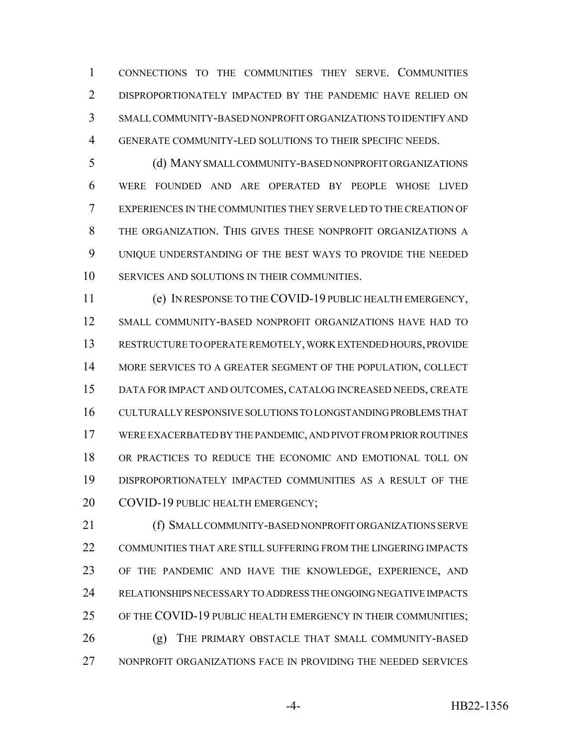CONNECTIONS TO THE COMMUNITIES THEY SERVE. COMMUNITIES DISPROPORTIONATELY IMPACTED BY THE PANDEMIC HAVE RELIED ON SMALL COMMUNITY-BASED NONPROFIT ORGANIZATIONS TO IDENTIFY AND GENERATE COMMUNITY-LED SOLUTIONS TO THEIR SPECIFIC NEEDS.

(d) MANY SMALL COMMUNITY-BASED NONPROFIT ORGANIZATIONS WERE FOUNDED AND ARE OPERATED BY PEOPLE WHOSE LIVED EXPERIENCES IN THE COMMUNITIES THEY SERVE LED TO THE CREATION OF THE ORGANIZATION. THIS GIVES THESE NONPROFIT ORGANIZATIONS A UNIQUE UNDERSTANDING OF THE BEST WAYS TO PROVIDE THE NEEDED SERVICES AND SOLUTIONS IN THEIR COMMUNITIES.

(e) IN RESPONSE TO THE COVID-19 PUBLIC HEALTH EMERGENCY, SMALL COMMUNITY-BASED NONPROFIT ORGANIZATIONS HAVE HAD TO RESTRUCTURE TO OPERATE REMOTELY, WORK EXTENDED HOURS, PROVIDE MORE SERVICES TO A GREATER SEGMENT OF THE POPULATION, COLLECT DATA FOR IMPACT AND OUTCOMES, CATALOG INCREASED NEEDS, CREATE CULTURALLY RESPONSIVE SOLUTIONS TO LONGSTANDING PROBLEMS THAT WERE EXACERBATED BY THE PANDEMIC, AND PIVOT FROM PRIOR ROUTINES OR PRACTICES TO REDUCE THE ECONOMIC AND EMOTIONAL TOLL ON DISPROPORTIONATELY IMPACTED COMMUNITIES AS A RESULT OF THE COVID-19 PUBLIC HEALTH EMERGENCY;

(f) SMALL COMMUNITY-BASED NONPROFIT ORGANIZATIONS SERVE COMMUNITIES THAT ARE STILL SUFFERING FROM THE LINGERING IMPACTS OF THE PANDEMIC AND HAVE THE KNOWLEDGE, EXPERIENCE, AND RELATIONSHIPS NECESSARY TO ADDRESS THE ONGOING NEGATIVE IMPACTS OF THE COVID-19 PUBLIC HEALTH EMERGENCY IN THEIR COMMUNITIES;

(g) THE PRIMARY OBSTACLE THAT SMALL COMMUNITY-BASED NONPROFIT ORGANIZATIONS FACE IN PROVIDING THE NEEDED SERVICES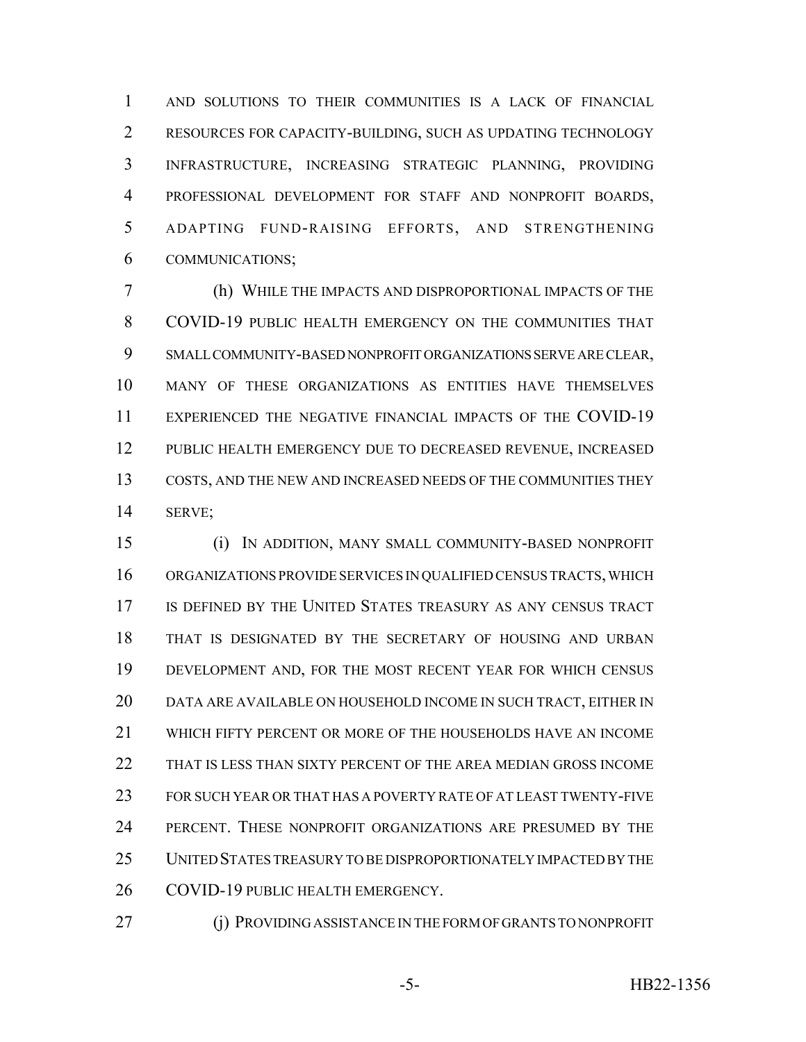AND SOLUTIONS TO THEIR COMMUNITIES IS A LACK OF FINANCIAL RESOURCES FOR CAPACITY-BUILDING, SUCH AS UPDATING TECHNOLOGY INFRASTRUCTURE, INCREASING STRATEGIC PLANNING, PROVIDING PROFESSIONAL DEVELOPMENT FOR STAFF AND NONPROFIT BOARDS, ADAPTING FUND-RAISING EFFORTS, AND STRENGTHENING COMMUNICATIONS;

(h) WHILE THE IMPACTS AND DISPROPORTIONAL IMPACTS OF THE COVID-19 PUBLIC HEALTH EMERGENCY ON THE COMMUNITIES THAT SMALL COMMUNITY-BASED NONPROFIT ORGANIZATIONS SERVE ARE CLEAR, MANY OF THESE ORGANIZATIONS AS ENTITIES HAVE THEMSELVES EXPERIENCED THE NEGATIVE FINANCIAL IMPACTS OF THE COVID-19 PUBLIC HEALTH EMERGENCY DUE TO DECREASED REVENUE, INCREASED COSTS, AND THE NEW AND INCREASED NEEDS OF THE COMMUNITIES THEY SERVE;

(i) IN ADDITION, MANY SMALL COMMUNITY-BASED NONPROFIT ORGANIZATIONS PROVIDE SERVICES IN QUALIFIED CENSUS TRACTS, WHICH IS DEFINED BY THE UNITED STATES TREASURY AS ANY CENSUS TRACT THAT IS DESIGNATED BY THE SECRETARY OF HOUSING AND URBAN DEVELOPMENT AND, FOR THE MOST RECENT YEAR FOR WHICH CENSUS DATA ARE AVAILABLE ON HOUSEHOLD INCOME IN SUCH TRACT, EITHER IN WHICH FIFTY PERCENT OR MORE OF THE HOUSEHOLDS HAVE AN INCOME THAT IS LESS THAN SIXTY PERCENT OF THE AREA MEDIAN GROSS INCOME FOR SUCH YEAR OR THAT HAS A POVERTY RATE OF AT LEAST TWENTY-FIVE PERCENT. THESE NONPROFIT ORGANIZATIONS ARE PRESUMED BY THE UNITED STATES TREASURY TO BE DISPROPORTIONATELY IMPACTED BY THE COVID-19 PUBLIC HEALTH EMERGENCY.

(j) PROVIDING ASSISTANCE IN THE FORM OF GRANTS TO NONPROFIT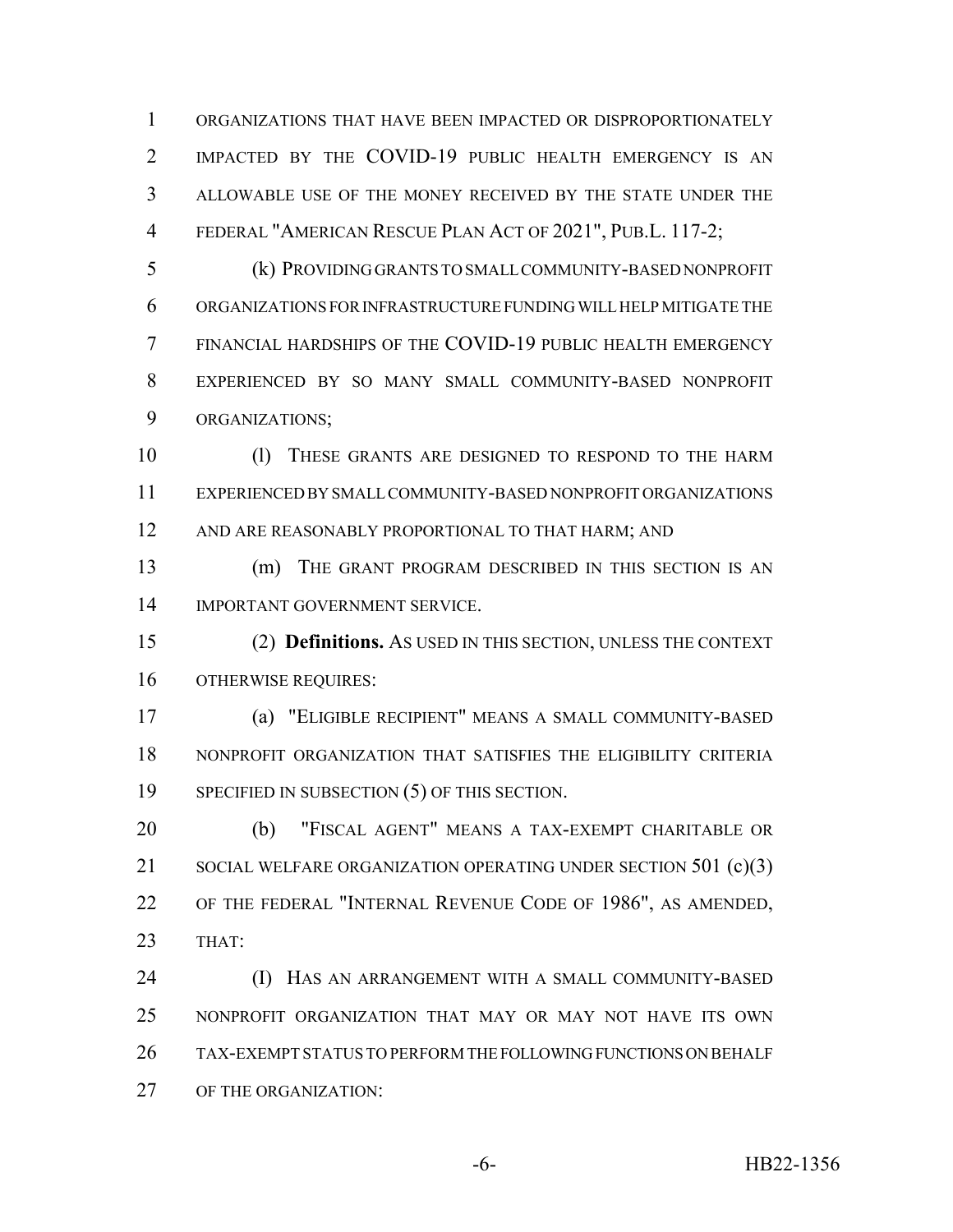ORGANIZATIONS THAT HAVE BEEN IMPACTED OR DISPROPORTIONATELY IMPACTED BY THE COVID-19 PUBLIC HEALTH EMERGENCY IS AN ALLOWABLE USE OF THE MONEY RECEIVED BY THE STATE UNDER THE FEDERAL "AMERICAN RESCUE PLAN ACT OF 2021", PUB.L. 117-2;

(k) PROVIDING GRANTS TO SMALL COMMUNITY-BASED NONPROFIT ORGANIZATIONS FOR INFRASTRUCTURE FUNDING WILL HELP MITIGATE THE FINANCIAL HARDSHIPS OF THE COVID-19 PUBLIC HEALTH EMERGENCY EXPERIENCED BY SO MANY SMALL COMMUNITY-BASED NONPROFIT ORGANIZATIONS;

(l) THESE GRANTS ARE DESIGNED TO RESPOND TO THE HARM EXPERIENCED BY SMALL COMMUNITY-BASED NONPROFIT ORGANIZATIONS AND ARE REASONABLY PROPORTIONAL TO THAT HARM; AND

(m) THE GRANT PROGRAM DESCRIBED IN THIS SECTION IS AN IMPORTANT GOVERNMENT SERVICE.

(2) **Definitions.** AS USED IN THIS SECTION, UNLESS THE CONTEXT OTHERWISE REQUIRES:

(a) "ELIGIBLE RECIPIENT" MEANS A SMALL COMMUNITY-BASED NONPROFIT ORGANIZATION THAT SATISFIES THE ELIGIBILITY CRITERIA SPECIFIED IN SUBSECTION (5) OF THIS SECTION.

(b) "FISCAL AGENT" MEANS A TAX-EXEMPT CHARITABLE OR SOCIAL WELFARE ORGANIZATION OPERATING UNDER SECTION 501 (c)(3) OF THE FEDERAL "INTERNAL REVENUE CODE OF 1986", AS AMENDED, THAT:

(I) HAS AN ARRANGEMENT WITH A SMALL COMMUNITY-BASED NONPROFIT ORGANIZATION THAT MAY OR MAY NOT HAVE ITS OWN TAX-EXEMPT STATUS TO PERFORM THE FOLLOWING FUNCTIONS ON BEHALF OF THE ORGANIZATION: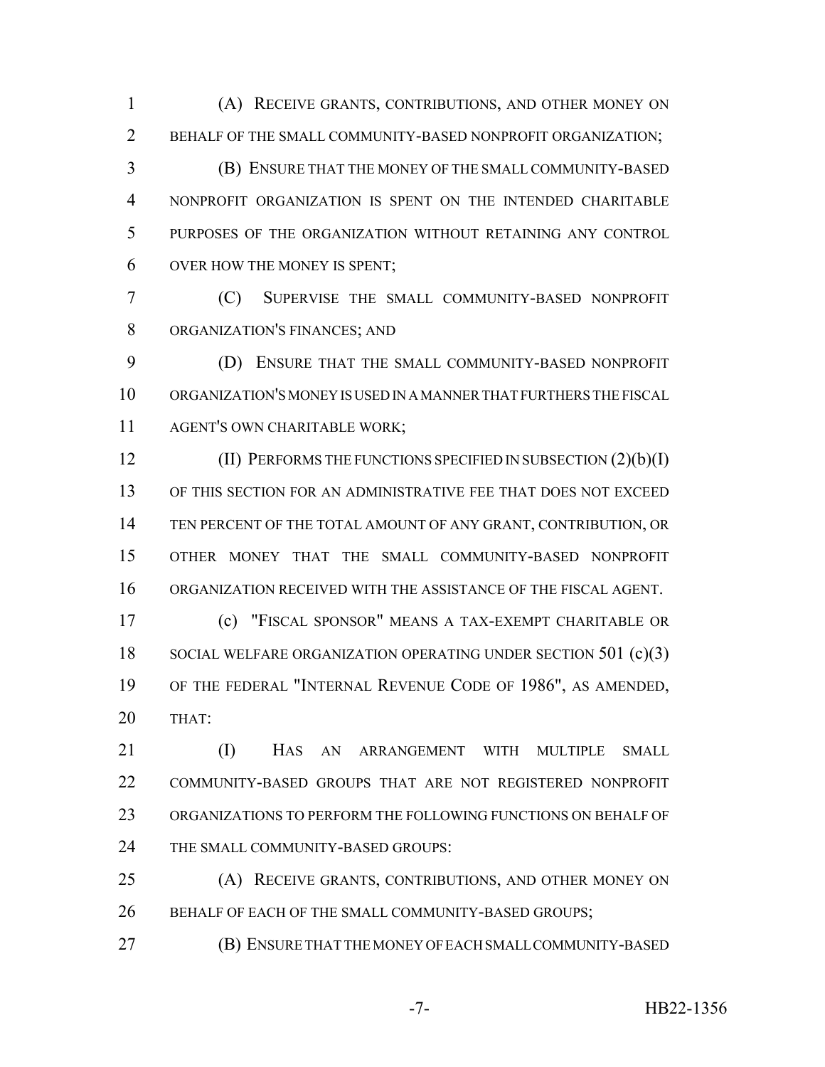(A) RECEIVE GRANTS, CONTRIBUTIONS, AND OTHER MONEY ON BEHALF OF THE SMALL COMMUNITY-BASED NONPROFIT ORGANIZATION;

(B) ENSURE THAT THE MONEY OF THE SMALL COMMUNITY-BASED NONPROFIT ORGANIZATION IS SPENT ON THE INTENDED CHARITABLE PURPOSES OF THE ORGANIZATION WITHOUT RETAINING ANY CONTROL OVER HOW THE MONEY IS SPENT;

(C) SUPERVISE THE SMALL COMMUNITY-BASED NONPROFIT ORGANIZATION'S FINANCES; AND

(D) ENSURE THAT THE SMALL COMMUNITY-BASED NONPROFIT ORGANIZATION'S MONEY IS USED IN A MANNER THAT FURTHERS THE FISCAL AGENT'S OWN CHARITABLE WORK;

(II) PERFORMS THE FUNCTIONS SPECIFIED IN SUBSECTION (2)(b)(I) OF THIS SECTION FOR AN ADMINISTRATIVE FEE THAT DOES NOT EXCEED TEN PERCENT OF THE TOTAL AMOUNT OF ANY GRANT, CONTRIBUTION, OR OTHER MONEY THAT THE SMALL COMMUNITY-BASED NONPROFIT ORGANIZATION RECEIVED WITH THE ASSISTANCE OF THE FISCAL AGENT.

(c) "FISCAL SPONSOR" MEANS A TAX-EXEMPT CHARITABLE OR SOCIAL WELFARE ORGANIZATION OPERATING UNDER SECTION 501 (c)(3) OF THE FEDERAL "INTERNAL REVENUE CODE OF 1986", AS AMENDED, THAT:

(I) HAS AN ARRANGEMENT WITH MULTIPLE SMALL COMMUNITY-BASED GROUPS THAT ARE NOT REGISTERED NONPROFIT ORGANIZATIONS TO PERFORM THE FOLLOWING FUNCTIONS ON BEHALF OF THE SMALL COMMUNITY-BASED GROUPS:

(A) RECEIVE GRANTS, CONTRIBUTIONS, AND OTHER MONEY ON BEHALF OF EACH OF THE SMALL COMMUNITY-BASED GROUPS;

(B) ENSURE THAT THE MONEY OF EACH SMALL COMMUNITY-BASED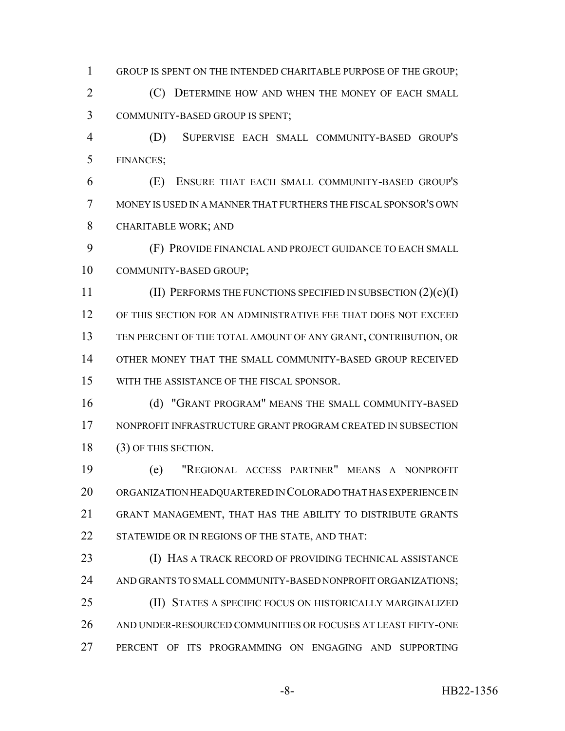GROUP IS SPENT ON THE INTENDED CHARITABLE PURPOSE OF THE GROUP;

(C) DETERMINE HOW AND WHEN THE MONEY OF EACH SMALL COMMUNITY-BASED GROUP IS SPENT;

(D) SUPERVISE EACH SMALL COMMUNITY-BASED GROUP'S FINANCES;

(E) ENSURE THAT EACH SMALL COMMUNITY-BASED GROUP'S MONEY IS USED IN A MANNER THAT FURTHERS THE FISCAL SPONSOR'S OWN CHARITABLE WORK; AND

(F) PROVIDE FINANCIAL AND PROJECT GUIDANCE TO EACH SMALL COMMUNITY-BASED GROUP;

(II) PERFORMS THE FUNCTIONS SPECIFIED IN SUBSECTION (2)(c)(I) OF THIS SECTION FOR AN ADMINISTRATIVE FEE THAT DOES NOT EXCEED TEN PERCENT OF THE TOTAL AMOUNT OF ANY GRANT, CONTRIBUTION, OR OTHER MONEY THAT THE SMALL COMMUNITY-BASED GROUP RECEIVED WITH THE ASSISTANCE OF THE FISCAL SPONSOR.

(d) "GRANT PROGRAM" MEANS THE SMALL COMMUNITY-BASED NONPROFIT INFRASTRUCTURE GRANT PROGRAM CREATED IN SUBSECTION (3) OF THIS SECTION.

(e) "REGIONAL ACCESS PARTNER" MEANS A NONPROFIT ORGANIZATION HEADQUARTERED IN COLORADO THAT HAS EXPERIENCE IN GRANT MANAGEMENT, THAT HAS THE ABILITY TO DISTRIBUTE GRANTS STATEWIDE OR IN REGIONS OF THE STATE, AND THAT:

(I) HAS A TRACK RECORD OF PROVIDING TECHNICAL ASSISTANCE AND GRANTS TO SMALL COMMUNITY-BASED NONPROFIT ORGANIZATIONS;

(II) STATES A SPECIFIC FOCUS ON HISTORICALLY MARGINALIZED AND UNDER-RESOURCED COMMUNITIES OR FOCUSES AT LEAST FIFTY-ONE PERCENT OF ITS PROGRAMMING ON ENGAGING AND SUPPORTING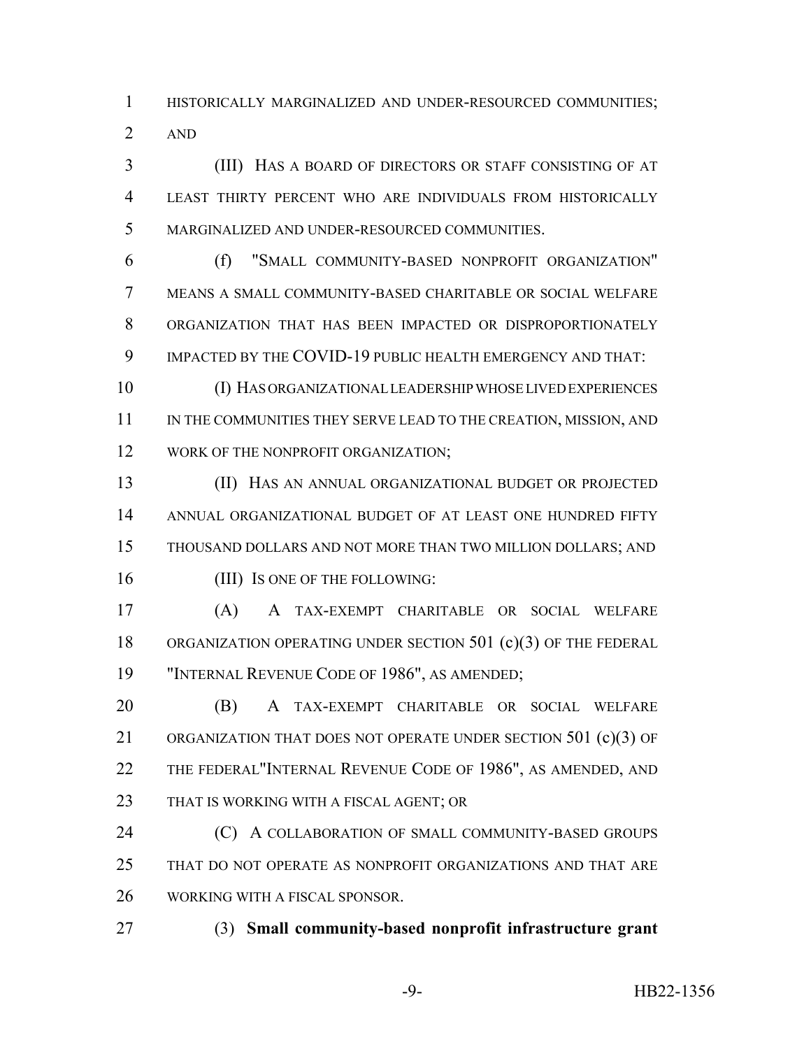HISTORICALLY MARGINALIZED AND UNDER-RESOURCED COMMUNITIES; AND

(III) HAS A BOARD OF DIRECTORS OR STAFF CONSISTING OF AT LEAST THIRTY PERCENT WHO ARE INDIVIDUALS FROM HISTORICALLY MARGINALIZED AND UNDER-RESOURCED COMMUNITIES.

(f) "SMALL COMMUNITY-BASED NONPROFIT ORGANIZATION" MEANS A SMALL COMMUNITY-BASED CHARITABLE OR SOCIAL WELFARE ORGANIZATION THAT HAS BEEN IMPACTED OR DISPROPORTIONATELY IMPACTED BY THE COVID-19 PUBLIC HEALTH EMERGENCY AND THAT:

(I) HAS ORGANIZATIONAL LEADERSHIP WHOSE LIVED EXPERIENCES IN THE COMMUNITIES THEY SERVE LEAD TO THE CREATION, MISSION, AND WORK OF THE NONPROFIT ORGANIZATION;

(II) HAS AN ANNUAL ORGANIZATIONAL BUDGET OR PROJECTED ANNUAL ORGANIZATIONAL BUDGET OF AT LEAST ONE HUNDRED FIFTY THOUSAND DOLLARS AND NOT MORE THAN TWO MILLION DOLLARS; AND

(III) IS ONE OF THE FOLLOWING:

(A) A TAX-EXEMPT CHARITABLE OR SOCIAL WELFARE ORGANIZATION OPERATING UNDER SECTION 501 (c)(3) OF THE FEDERAL "INTERNAL REVENUE CODE OF 1986", AS AMENDED;

(B) A TAX-EXEMPT CHARITABLE OR SOCIAL WELFARE ORGANIZATION THAT DOES NOT OPERATE UNDER SECTION 501 (c)(3) OF THE FEDERAL"INTERNAL REVENUE CODE OF 1986", AS AMENDED, AND THAT IS WORKING WITH A FISCAL AGENT; OR

(C) A COLLABORATION OF SMALL COMMUNITY-BASED GROUPS THAT DO NOT OPERATE AS NONPROFIT ORGANIZATIONS AND THAT ARE WORKING WITH A FISCAL SPONSOR.

(3) **Small community-based nonprofit infrastructure grant**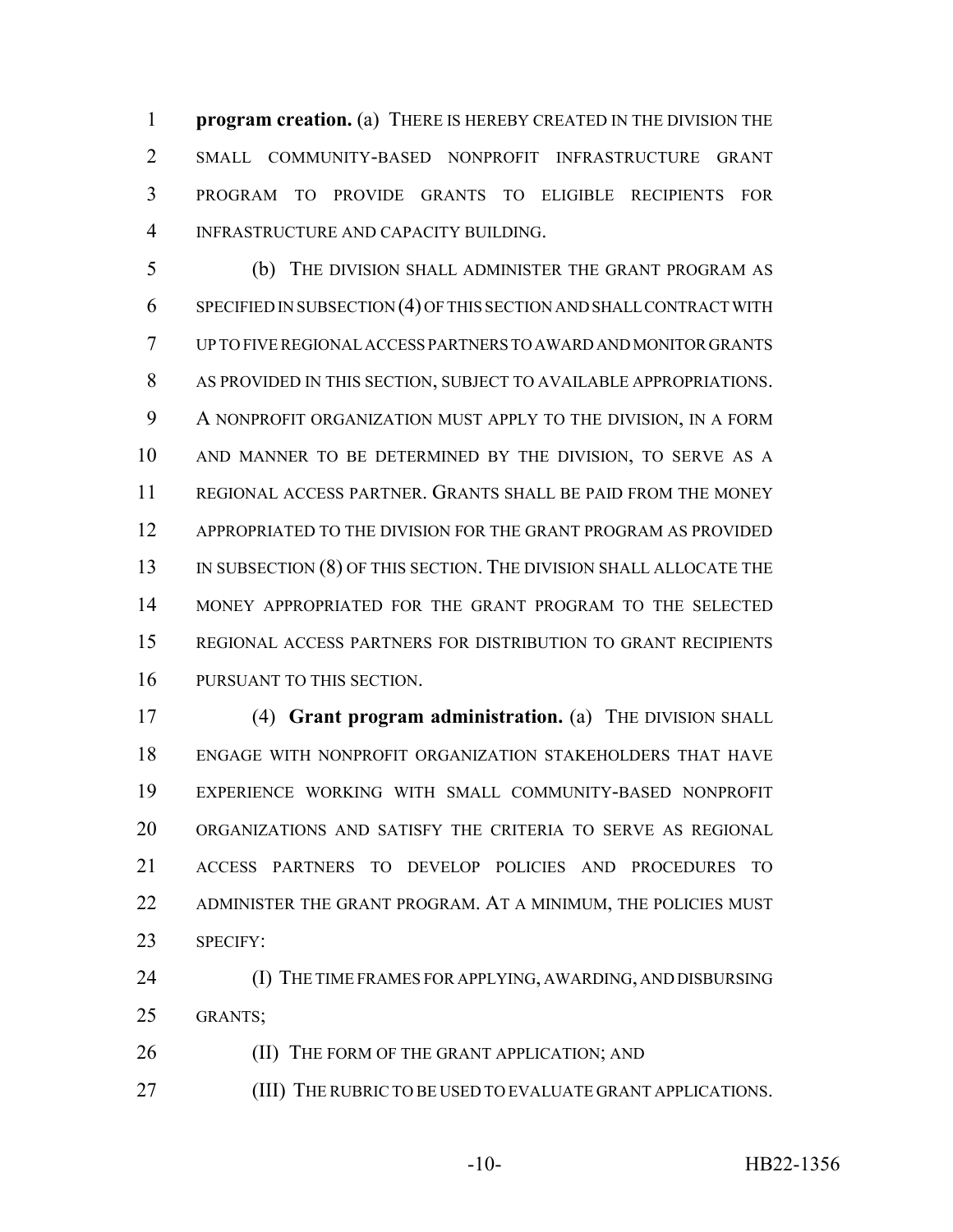**program creation.** (a) THERE IS HEREBY CREATED IN THE DIVISION THE SMALL COMMUNITY-BASED NONPROFIT INFRASTRUCTURE GRANT PROGRAM TO PROVIDE GRANTS TO ELIGIBLE RECIPIENTS FOR INFRASTRUCTURE AND CAPACITY BUILDING.

(b) THE DIVISION SHALL ADMINISTER THE GRANT PROGRAM AS SPECIFIED IN SUBSECTION (4) OF THIS SECTION AND SHALL CONTRACT WITH UP TO FIVE REGIONAL ACCESS PARTNERS TO AWARD AND MONITOR GRANTS AS PROVIDED IN THIS SECTION, SUBJECT TO AVAILABLE APPROPRIATIONS. A NONPROFIT ORGANIZATION MUST APPLY TO THE DIVISION, IN A FORM AND MANNER TO BE DETERMINED BY THE DIVISION, TO SERVE AS A REGIONAL ACCESS PARTNER. GRANTS SHALL BE PAID FROM THE MONEY APPROPRIATED TO THE DIVISION FOR THE GRANT PROGRAM AS PROVIDED IN SUBSECTION (8) OF THIS SECTION. THE DIVISION SHALL ALLOCATE THE MONEY APPROPRIATED FOR THE GRANT PROGRAM TO THE SELECTED REGIONAL ACCESS PARTNERS FOR DISTRIBUTION TO GRANT RECIPIENTS PURSUANT TO THIS SECTION.

(4) **Grant program administration.** (a) THE DIVISION SHALL ENGAGE WITH NONPROFIT ORGANIZATION STAKEHOLDERS THAT HAVE EXPERIENCE WORKING WITH SMALL COMMUNITY-BASED NONPROFIT ORGANIZATIONS AND SATISFY THE CRITERIA TO SERVE AS REGIONAL ACCESS PARTNERS TO DEVELOP POLICIES AND PROCEDURES TO ADMINISTER THE GRANT PROGRAM. AT A MINIMUM, THE POLICIES MUST SPECIFY:

(I) THE TIME FRAMES FOR APPLYING, AWARDING, AND DISBURSING GRANTS;

(II) THE FORM OF THE GRANT APPLICATION; AND

(III) THE RUBRIC TO BE USED TO EVALUATE GRANT APPLICATIONS.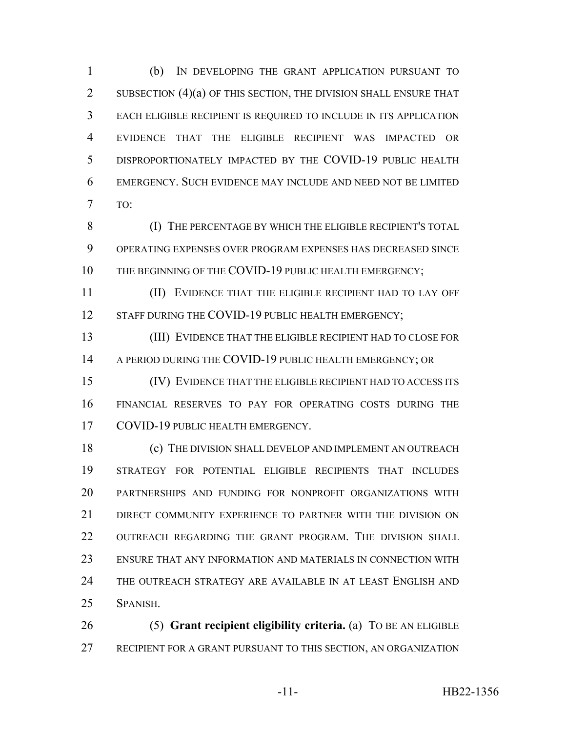(b) IN DEVELOPING THE GRANT APPLICATION PURSUANT TO SUBSECTION (4)(a) OF THIS SECTION, THE DIVISION SHALL ENSURE THAT EACH ELIGIBLE RECIPIENT IS REQUIRED TO INCLUDE IN ITS APPLICATION EVIDENCE THAT THE ELIGIBLE RECIPIENT WAS IMPACTED OR DISPROPORTIONATELY IMPACTED BY THE COVID-19 PUBLIC HEALTH EMERGENCY. SUCH EVIDENCE MAY INCLUDE AND NEED NOT BE LIMITED TO:

(I) THE PERCENTAGE BY WHICH THE ELIGIBLE RECIPIENT'S TOTAL OPERATING EXPENSES OVER PROGRAM EXPENSES HAS DECREASED SINCE THE BEGINNING OF THE COVID-19 PUBLIC HEALTH EMERGENCY;

(II) EVIDENCE THAT THE ELIGIBLE RECIPIENT HAD TO LAY OFF STAFF DURING THE COVID-19 PUBLIC HEALTH EMERGENCY;

(III) EVIDENCE THAT THE ELIGIBLE RECIPIENT HAD TO CLOSE FOR A PERIOD DURING THE COVID-19 PUBLIC HEALTH EMERGENCY; OR

(IV) EVIDENCE THAT THE ELIGIBLE RECIPIENT HAD TO ACCESS ITS FINANCIAL RESERVES TO PAY FOR OPERATING COSTS DURING THE COVID-19 PUBLIC HEALTH EMERGENCY.

(c) THE DIVISION SHALL DEVELOP AND IMPLEMENT AN OUTREACH STRATEGY FOR POTENTIAL ELIGIBLE RECIPIENTS THAT INCLUDES PARTNERSHIPS AND FUNDING FOR NONPROFIT ORGANIZATIONS WITH DIRECT COMMUNITY EXPERIENCE TO PARTNER WITH THE DIVISION ON OUTREACH REGARDING THE GRANT PROGRAM. THE DIVISION SHALL ENSURE THAT ANY INFORMATION AND MATERIALS IN CONNECTION WITH THE OUTREACH STRATEGY ARE AVAILABLE IN AT LEAST ENGLISH AND SPANISH.

(5) **Grant recipient eligibility criteria.** (a) TO BE AN ELIGIBLE RECIPIENT FOR A GRANT PURSUANT TO THIS SECTION, AN ORGANIZATION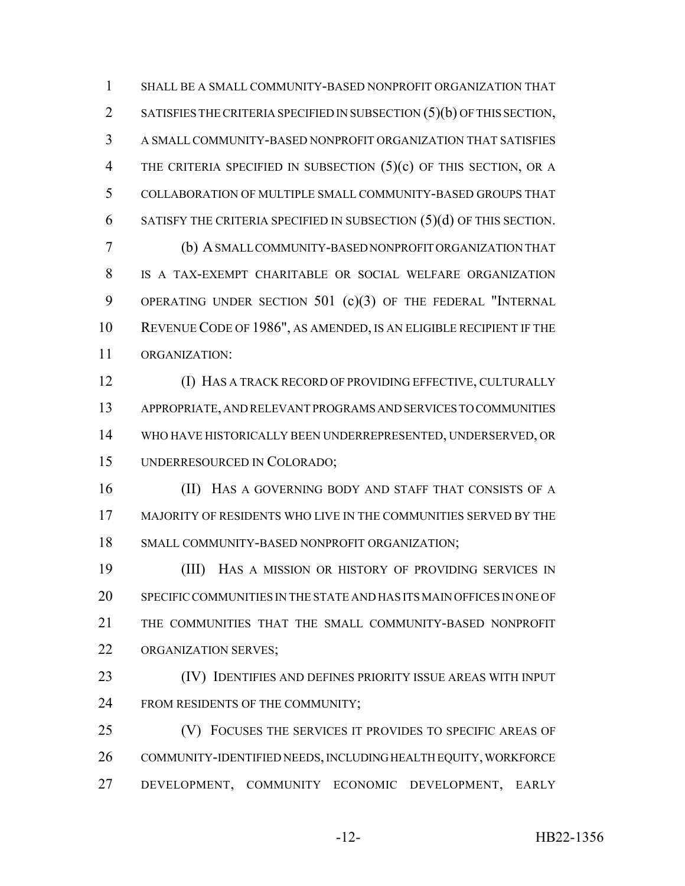SHALL BE A SMALL COMMUNITY-BASED NONPROFIT ORGANIZATION THAT SATISFIES THE CRITERIA SPECIFIED IN SUBSECTION (5)(b) OF THIS SECTION, A SMALL COMMUNITY-BASED NONPROFIT ORGANIZATION THAT SATISFIES THE CRITERIA SPECIFIED IN SUBSECTION (5)(c) OF THIS SECTION, OR A COLLABORATION OF MULTIPLE SMALL COMMUNITY-BASED GROUPS THAT SATISFY THE CRITERIA SPECIFIED IN SUBSECTION (5)(d) OF THIS SECTION.

(b) A SMALL COMMUNITY-BASED NONPROFIT ORGANIZATION THAT IS A TAX-EXEMPT CHARITABLE OR SOCIAL WELFARE ORGANIZATION OPERATING UNDER SECTION 501 (c)(3) OF THE FEDERAL "INTERNAL REVENUE CODE OF 1986", AS AMENDED, IS AN ELIGIBLE RECIPIENT IF THE ORGANIZATION:

(I) HAS A TRACK RECORD OF PROVIDING EFFECTIVE, CULTURALLY APPROPRIATE, AND RELEVANT PROGRAMS AND SERVICES TO COMMUNITIES WHO HAVE HISTORICALLY BEEN UNDERREPRESENTED, UNDERSERVED, OR UNDERRESOURCED IN COLORADO;

(II) HAS A GOVERNING BODY AND STAFF THAT CONSISTS OF A MAJORITY OF RESIDENTS WHO LIVE IN THE COMMUNITIES SERVED BY THE SMALL COMMUNITY-BASED NONPROFIT ORGANIZATION;

(III) HAS A MISSION OR HISTORY OF PROVIDING SERVICES IN SPECIFIC COMMUNITIES IN THE STATE AND HAS ITS MAIN OFFICES IN ONE OF THE COMMUNITIES THAT THE SMALL COMMUNITY-BASED NONPROFIT ORGANIZATION SERVES;

(IV) IDENTIFIES AND DEFINES PRIORITY ISSUE AREAS WITH INPUT FROM RESIDENTS OF THE COMMUNITY;

(V) FOCUSES THE SERVICES IT PROVIDES TO SPECIFIC AREAS OF COMMUNITY-IDENTIFIED NEEDS, INCLUDING HEALTH EQUITY, WORKFORCE DEVELOPMENT, COMMUNITY ECONOMIC DEVELOPMENT, EARLY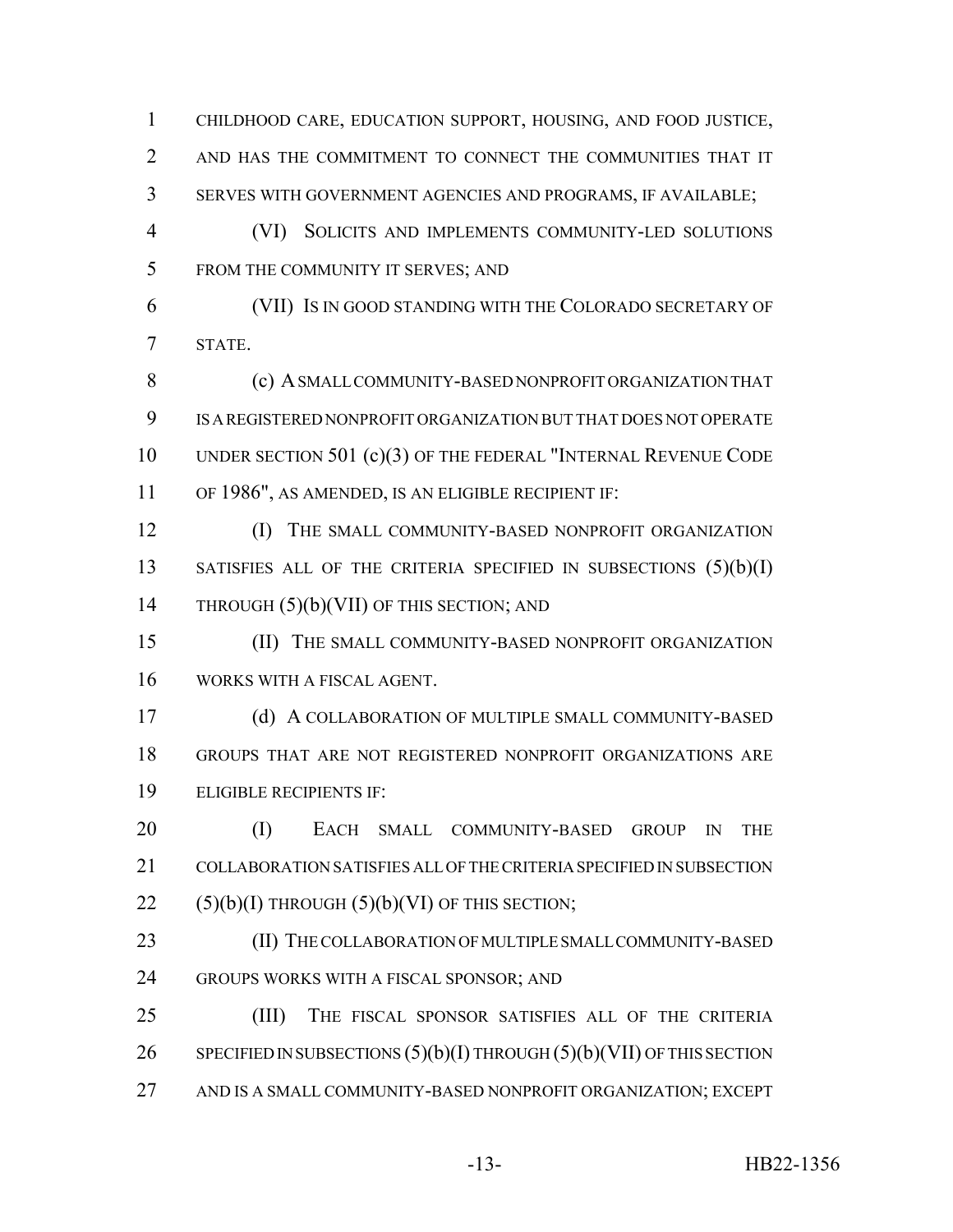CHILDHOOD CARE, EDUCATION SUPPORT, HOUSING, AND FOOD JUSTICE, AND HAS THE COMMITMENT TO CONNECT THE COMMUNITIES THAT IT SERVES WITH GOVERNMENT AGENCIES AND PROGRAMS, IF AVAILABLE;

(VI) SOLICITS AND IMPLEMENTS COMMUNITY-LED SOLUTIONS FROM THE COMMUNITY IT SERVES; AND

(VII) IS IN GOOD STANDING WITH THE COLORADO SECRETARY OF STATE.

(c) A SMALL COMMUNITY-BASED NONPROFIT ORGANIZATION THAT IS A REGISTERED NONPROFIT ORGANIZATION BUT THAT DOES NOT OPERATE UNDER SECTION 501 (c)(3) OF THE FEDERAL "INTERNAL REVENUE CODE OF 1986", AS AMENDED, IS AN ELIGIBLE RECIPIENT IF:

(I) THE SMALL COMMUNITY-BASED NONPROFIT ORGANIZATION SATISFIES ALL OF THE CRITERIA SPECIFIED IN SUBSECTIONS (5)(b)(I) THROUGH (5)(b)(VII) OF THIS SECTION; AND

(II) THE SMALL COMMUNITY-BASED NONPROFIT ORGANIZATION WORKS WITH A FISCAL AGENT.

(d) A COLLABORATION OF MULTIPLE SMALL COMMUNITY-BASED GROUPS THAT ARE NOT REGISTERED NONPROFIT ORGANIZATIONS ARE ELIGIBLE RECIPIENTS IF:

(I) EACH SMALL COMMUNITY-BASED GROUP IN THE COLLABORATION SATISFIES ALL OF THE CRITERIA SPECIFIED IN SUBSECTION (5)(b)(I) THROUGH (5)(b)(VI) OF THIS SECTION;

(II) THE COLLABORATION OF MULTIPLE SMALL COMMUNITY-BASED GROUPS WORKS WITH A FISCAL SPONSOR; AND

(III) THE FISCAL SPONSOR SATISFIES ALL OF THE CRITERIA SPECIFIED IN SUBSECTIONS (5)(b)(I) THROUGH (5)(b)(VII) OF THIS SECTION AND IS A SMALL COMMUNITY-BASED NONPROFIT ORGANIZATION; EXCEPT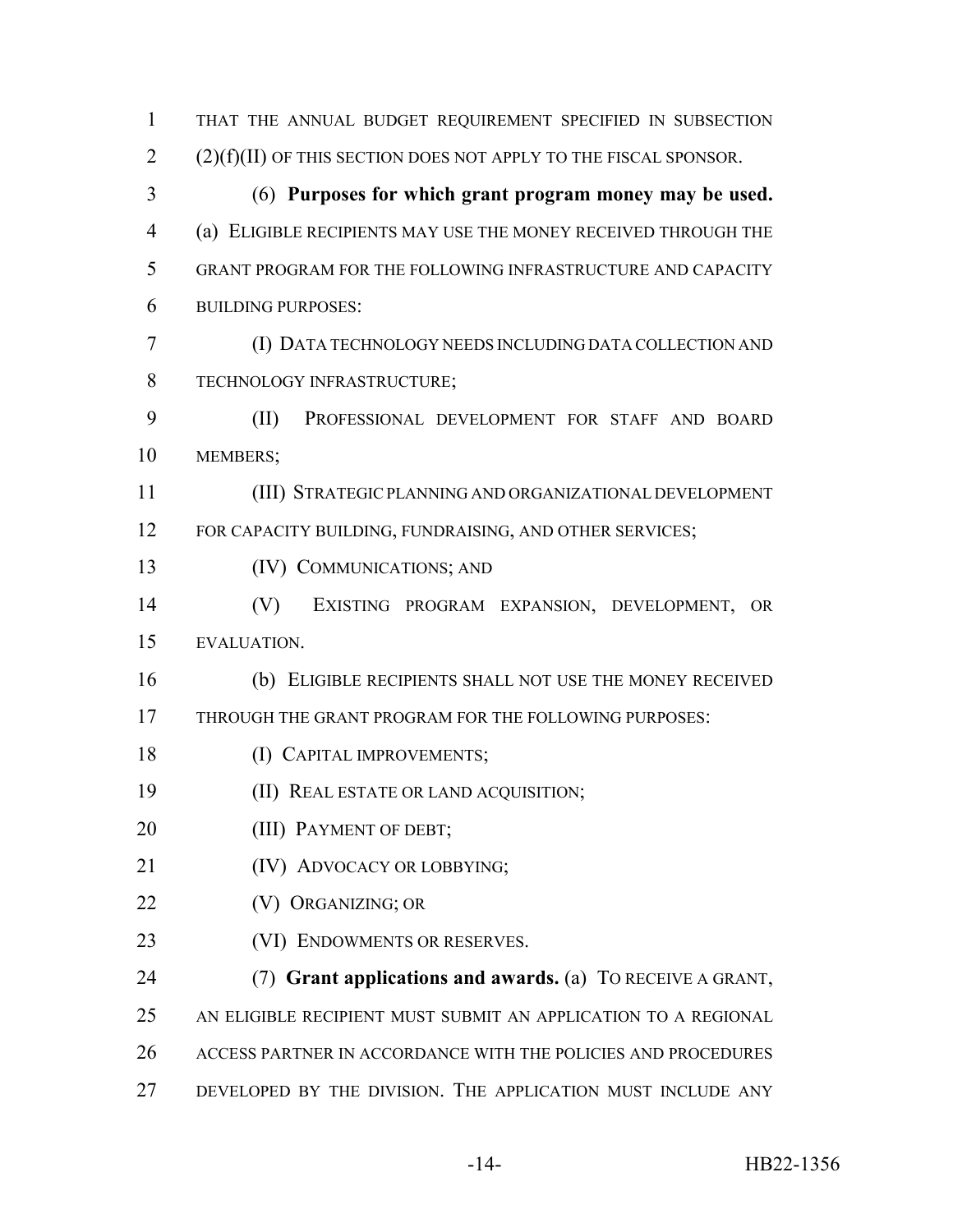THAT THE ANNUAL BUDGET REQUIREMENT SPECIFIED IN SUBSECTION (2)(f)(II) OF THIS SECTION DOES NOT APPLY TO THE FISCAL SPONSOR.

(6) **Purposes for which grant program money may be used.** (a) ELIGIBLE RECIPIENTS MAY USE THE MONEY RECEIVED THROUGH THE GRANT PROGRAM FOR THE FOLLOWING INFRASTRUCTURE AND CAPACITY BUILDING PURPOSES:

(I) DATA TECHNOLOGY NEEDS INCLUDING DATA COLLECTION AND TECHNOLOGY INFRASTRUCTURE;

(II) PROFESSIONAL DEVELOPMENT FOR STAFF AND BOARD MEMBERS;

(III) STRATEGIC PLANNING AND ORGANIZATIONAL DEVELOPMENT FOR CAPACITY BUILDING, FUNDRAISING, AND OTHER SERVICES;

(IV) COMMUNICATIONS; AND

(V) EXISTING PROGRAM EXPANSION, DEVELOPMENT, OR EVALUATION.

(b) ELIGIBLE RECIPIENTS SHALL NOT USE THE MONEY RECEIVED THROUGH THE GRANT PROGRAM FOR THE FOLLOWING PURPOSES:

(I) CAPITAL IMPROVEMENTS;

(II) REAL ESTATE OR LAND ACQUISITION;

(III) PAYMENT OF DEBT;

(IV) ADVOCACY OR LOBBYING;

(V) ORGANIZING; OR

(VI) ENDOWMENTS OR RESERVES.

(7) **Grant applications and awards.** (a) TO RECEIVE A GRANT, AN ELIGIBLE RECIPIENT MUST SUBMIT AN APPLICATION TO A REGIONAL ACCESS PARTNER IN ACCORDANCE WITH THE POLICIES AND PROCEDURES DEVELOPED BY THE DIVISION. THE APPLICATION MUST INCLUDE ANY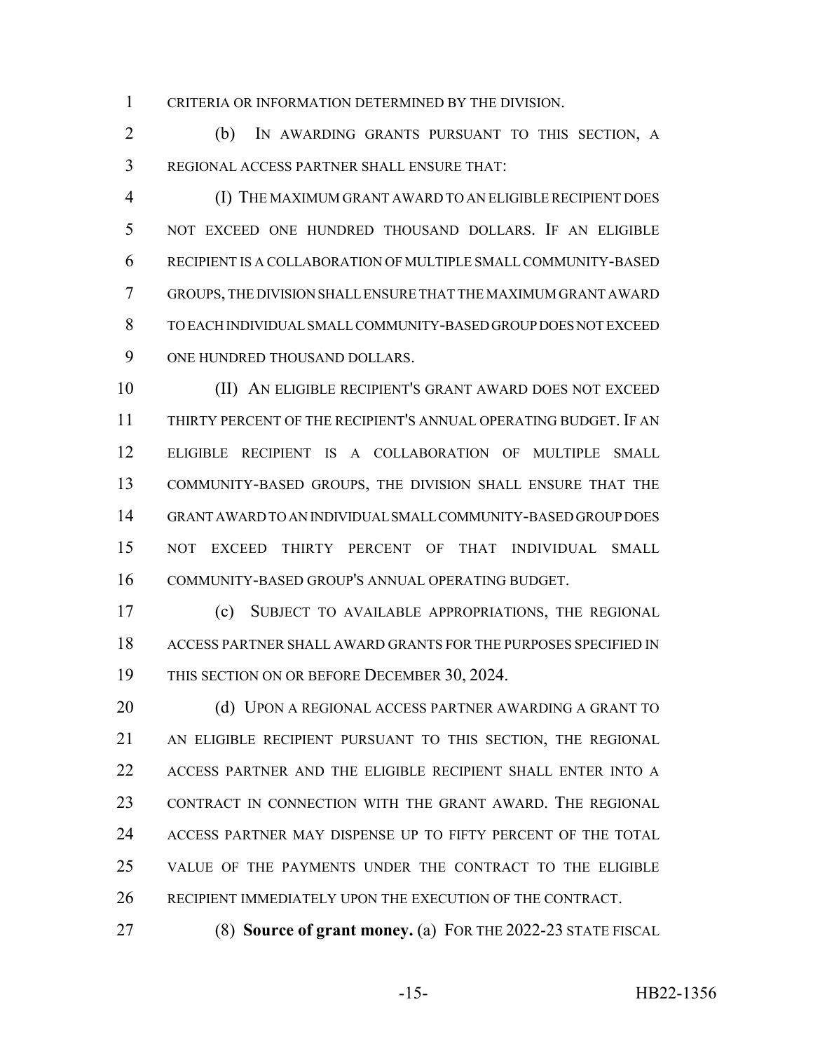CRITERIA OR INFORMATION DETERMINED BY THE DIVISION.

(b) IN AWARDING GRANTS PURSUANT TO THIS SECTION, A REGIONAL ACCESS PARTNER SHALL ENSURE THAT:

(I) THE MAXIMUM GRANT AWARD TO AN ELIGIBLE RECIPIENT DOES NOT EXCEED ONE HUNDRED THOUSAND DOLLARS. IF AN ELIGIBLE RECIPIENT IS A COLLABORATION OF MULTIPLE SMALL COMMUNITY-BASED GROUPS, THE DIVISION SHALL ENSURE THAT THE MAXIMUM GRANT AWARD TO EACH INDIVIDUAL SMALL COMMUNITY-BASED GROUP DOES NOT EXCEED ONE HUNDRED THOUSAND DOLLARS.

(II) AN ELIGIBLE RECIPIENT'S GRANT AWARD DOES NOT EXCEED THIRTY PERCENT OF THE RECIPIENT'S ANNUAL OPERATING BUDGET. IF AN ELIGIBLE RECIPIENT IS A COLLABORATION OF MULTIPLE SMALL COMMUNITY-BASED GROUPS, THE DIVISION SHALL ENSURE THAT THE GRANT AWARD TO AN INDIVIDUAL SMALL COMMUNITY-BASED GROUP DOES NOT EXCEED THIRTY PERCENT OF THAT INDIVIDUAL SMALL COMMUNITY-BASED GROUP'S ANNUAL OPERATING BUDGET.

(c) SUBJECT TO AVAILABLE APPROPRIATIONS, THE REGIONAL ACCESS PARTNER SHALL AWARD GRANTS FOR THE PURPOSES SPECIFIED IN THIS SECTION ON OR BEFORE DECEMBER 30, 2024.

(d) UPON A REGIONAL ACCESS PARTNER AWARDING A GRANT TO AN ELIGIBLE RECIPIENT PURSUANT TO THIS SECTION, THE REGIONAL ACCESS PARTNER AND THE ELIGIBLE RECIPIENT SHALL ENTER INTO A CONTRACT IN CONNECTION WITH THE GRANT AWARD. THE REGIONAL ACCESS PARTNER MAY DISPENSE UP TO FIFTY PERCENT OF THE TOTAL VALUE OF THE PAYMENTS UNDER THE CONTRACT TO THE ELIGIBLE RECIPIENT IMMEDIATELY UPON THE EXECUTION OF THE CONTRACT.

(8) **Source of grant money.** (a) FOR THE 2022-23 STATE FISCAL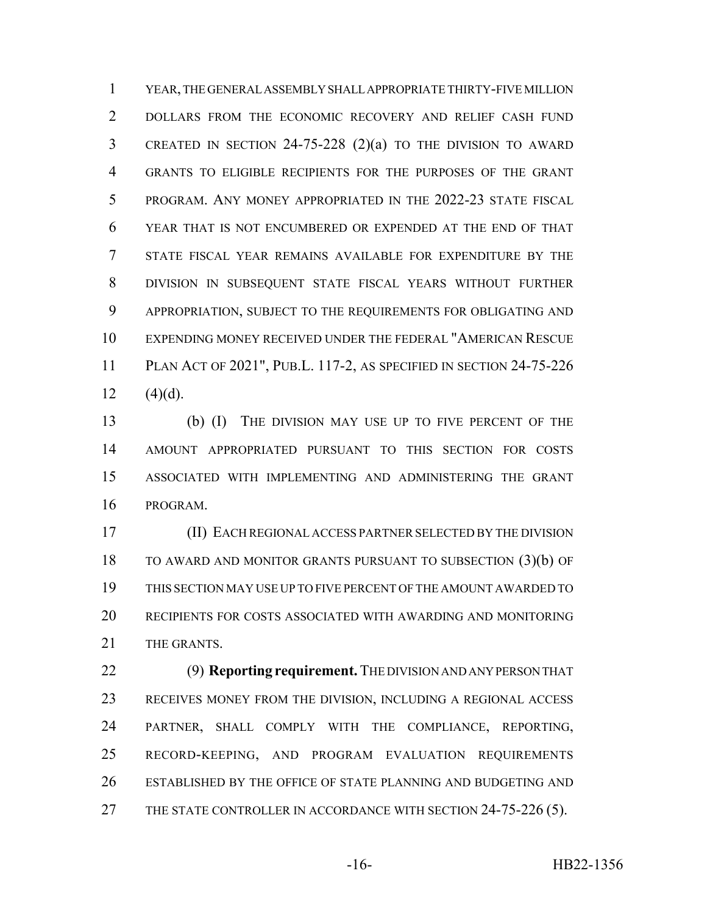YEAR, THE GENERAL ASSEMBLY SHALL APPROPRIATE THIRTY-FIVE MILLION DOLLARS FROM THE ECONOMIC RECOVERY AND RELIEF CASH FUND CREATED IN SECTION 24-75-228 (2)(a) TO THE DIVISION TO AWARD GRANTS TO ELIGIBLE RECIPIENTS FOR THE PURPOSES OF THE GRANT PROGRAM. ANY MONEY APPROPRIATED IN THE 2022-23 STATE FISCAL YEAR THAT IS NOT ENCUMBERED OR EXPENDED AT THE END OF THAT STATE FISCAL YEAR REMAINS AVAILABLE FOR EXPENDITURE BY THE DIVISION IN SUBSEQUENT STATE FISCAL YEARS WITHOUT FURTHER APPROPRIATION, SUBJECT TO THE REQUIREMENTS FOR OBLIGATING AND EXPENDING MONEY RECEIVED UNDER THE FEDERAL "AMERICAN RESCUE PLAN ACT OF 2021", PUB.L. 117-2, AS SPECIFIED IN SECTION 24-75-226 (4)(d).

(b) (I) THE DIVISION MAY USE UP TO FIVE PERCENT OF THE AMOUNT APPROPRIATED PURSUANT TO THIS SECTION FOR COSTS ASSOCIATED WITH IMPLEMENTING AND ADMINISTERING THE GRANT PROGRAM.

(II) EACH REGIONAL ACCESS PARTNER SELECTED BY THE DIVISION TO AWARD AND MONITOR GRANTS PURSUANT TO SUBSECTION (3)(b) OF THIS SECTION MAY USE UP TO FIVE PERCENT OF THE AMOUNT AWARDED TO RECIPIENTS FOR COSTS ASSOCIATED WITH AWARDING AND MONITORING THE GRANTS.

(9) **Reporting requirement.** THE DIVISION AND ANY PERSON THAT RECEIVES MONEY FROM THE DIVISION, INCLUDING A REGIONAL ACCESS PARTNER, SHALL COMPLY WITH THE COMPLIANCE, REPORTING, RECORD-KEEPING, AND PROGRAM EVALUATION REQUIREMENTS ESTABLISHED BY THE OFFICE OF STATE PLANNING AND BUDGETING AND THE STATE CONTROLLER IN ACCORDANCE WITH SECTION 24-75-226 (5).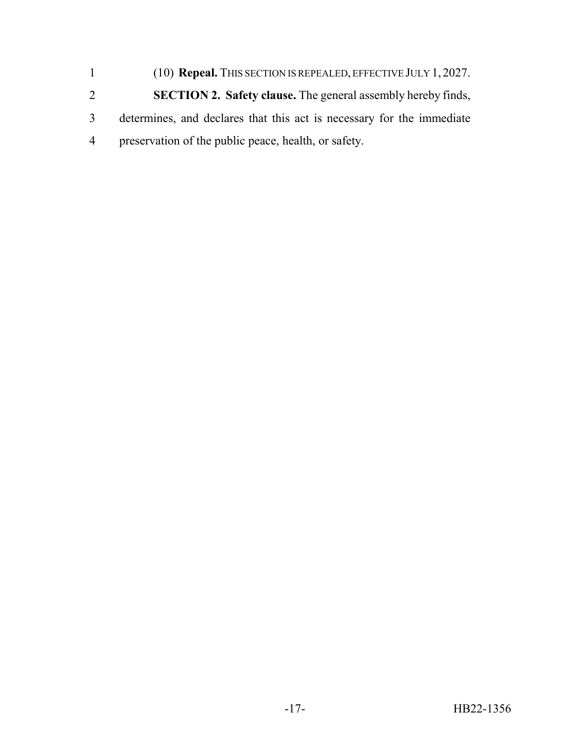(10) **Repeal.** THIS SECTION IS REPEALED, EFFECTIVE JULY 1, 2027.

**SECTION 2. Safety clause.** The general assembly hereby finds, determines, and declares that this act is necessary for the immediate preservation of the public peace, health, or safety.